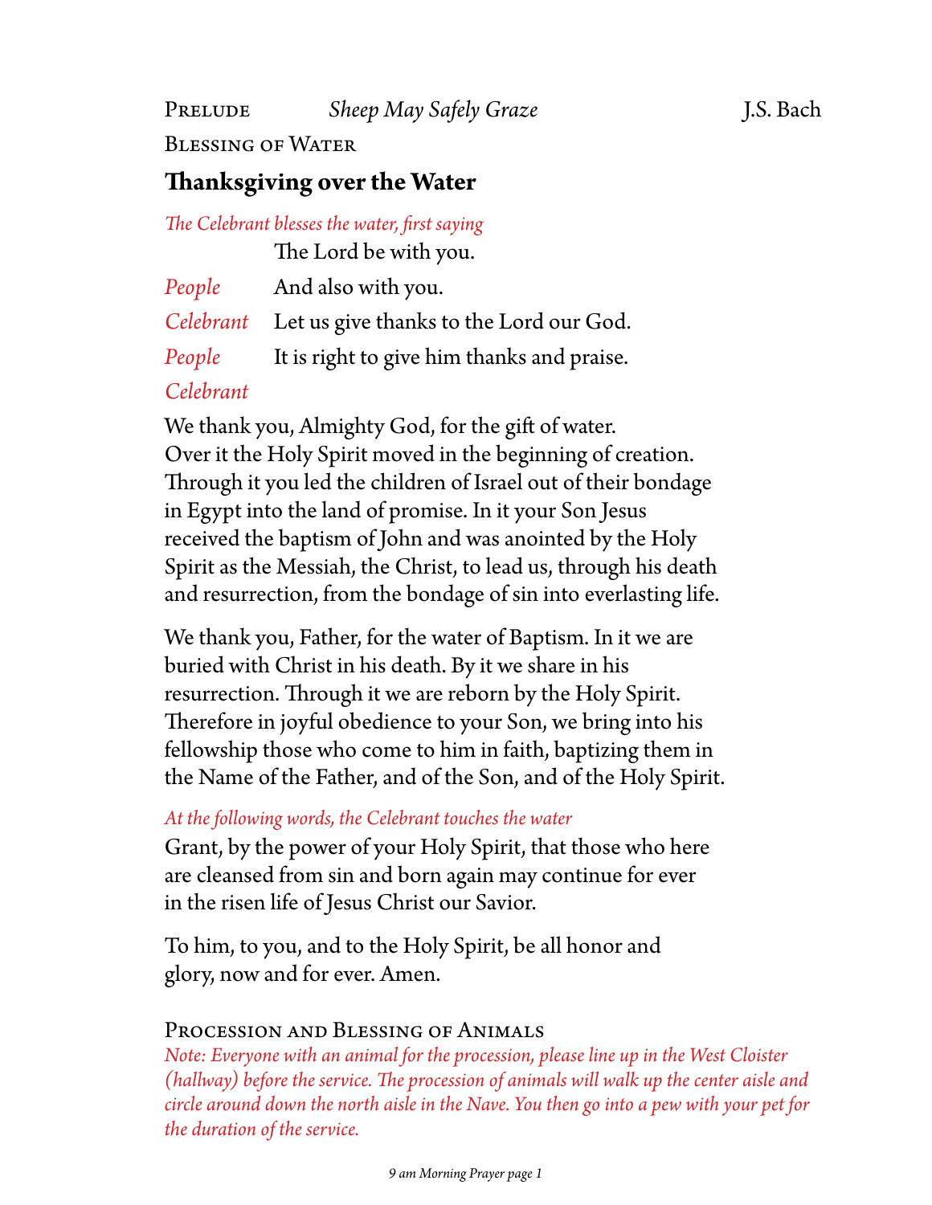Prelude *Sheep May Safely Graze* J.S. Bach

Blessing of Water

## Thanksgiving over the Water

*The Celebrant blesses the water, first saying*

The Lord be with you.

*People* And also with you.

*Celebrant* Let us give thanks to the Lord our God.

*People* It is right to give him thanks and praise.

*Celebrant*

We thank you, Almighty God, for the gift of water. Over it the Holy Spirit moved in the beginning of creation. Through it you led the children of Israel out of their bondage in Egypt into the land of promise. In it your Son Jesus received the baptism of John and was anointed by the Holy Spirit as the Messiah, the Christ, to lead us, through his death and resurrection, from the bondage of sin into everlasting life.

We thank you, Father, for the water of Baptism. In it we are buried with Christ in his death. By it we share in his resurrection. Through it we are reborn by the Holy Spirit. Therefore in joyful obedience to your Son, we bring into his fellowship those who come to him in faith, baptizing them in the Name of the Father, and of the Son, and of the Holy Spirit.

*At the following words, the Celebrant touches the water*

Grant, by the power of your Holy Spirit, that those who here are cleansed from sin and born again may continue for ever in the risen life of Jesus Christ our Savior.

To him, to you, and to the Holy Spirit, be all honor and glory, now and for ever. Amen.

Procession and Blessing of Animals

*Note: Everyone with an animal for the procession, please line up in the West Cloister (hallway) before the service. The procession of animals will walk up the center aisle and circle around down the north aisle in the Nave. You then go into a pew with your pet for the duration of the service.*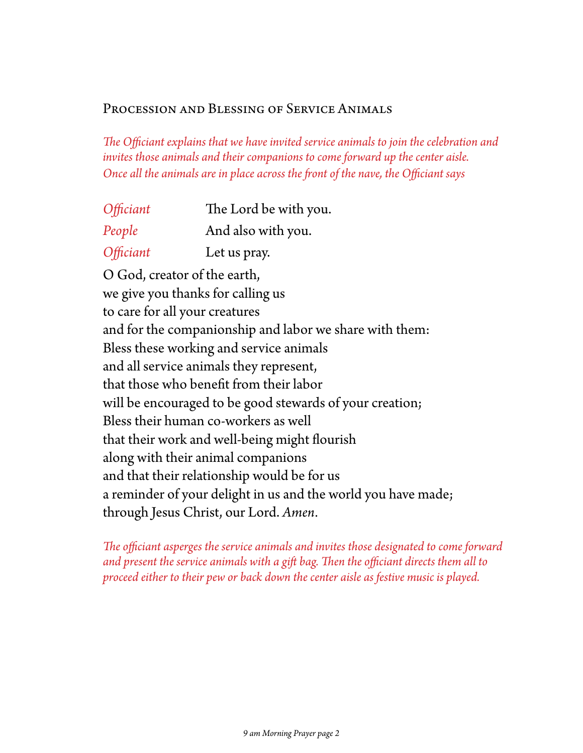## Procession and Blessing of Service Animals

*The Officiant explains that we have invited service animals to join the celebration and invites those animals and their companions to come forward up the center aisle. Once all the animals are in place across the front of the nave, the Officiant says*

*Officiant* The Lord be with you.
*People* And also with you.
*Officiant* Let us pray.

O God, creator of the earth,
we give you thanks for calling us
to care for all your creatures
and for the companionship and labor we share with them:
Bless these working and service animals
and all service animals they represent,
that those who benefit from their labor
will be encouraged to be good stewards of your creation;
Bless their human co-workers as well
that their work and well-being might flourish
along with their animal companions
and that their relationship would be for us
a reminder of your delight in us and the world you have made;
through Jesus Christ, our Lord. *Amen*.

*The officiant asperges the service animals and invites those designated to come forward and present the service animals with a gift bag. Then the officiant directs them all to proceed either to their pew or back down the center aisle as festive music is played.*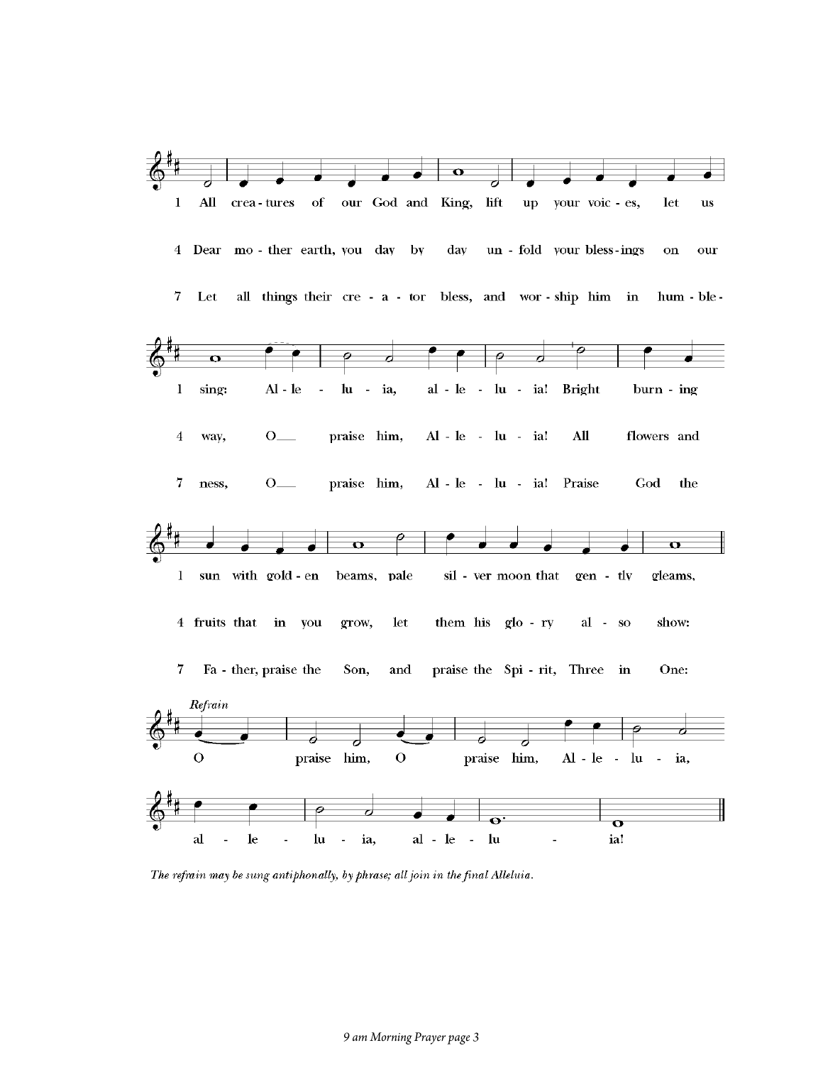1 All creatures of our God and King, lift up your voices, let us sing: Alleluia, alleluia! Bright burning sun with golden beams, pale silver moon that gently gleams,

4 Dear mother earth, you day by day unfold your blessings on our way, O praise him, Alleluia! All flowers and fruits that in you grow, let them his glory also show:

7 Let all things their creator bless, and worship him in humbleness, O praise him, Alleluia! Praise God the Father, praise the Son, and praise the Spirit, Three in One:

*Refrain*

O praise him, O praise him, Alleluia, alleluia, alleluia!

*The refrain may be sung antiphonally, by phrase; all join in the final Alleluia.*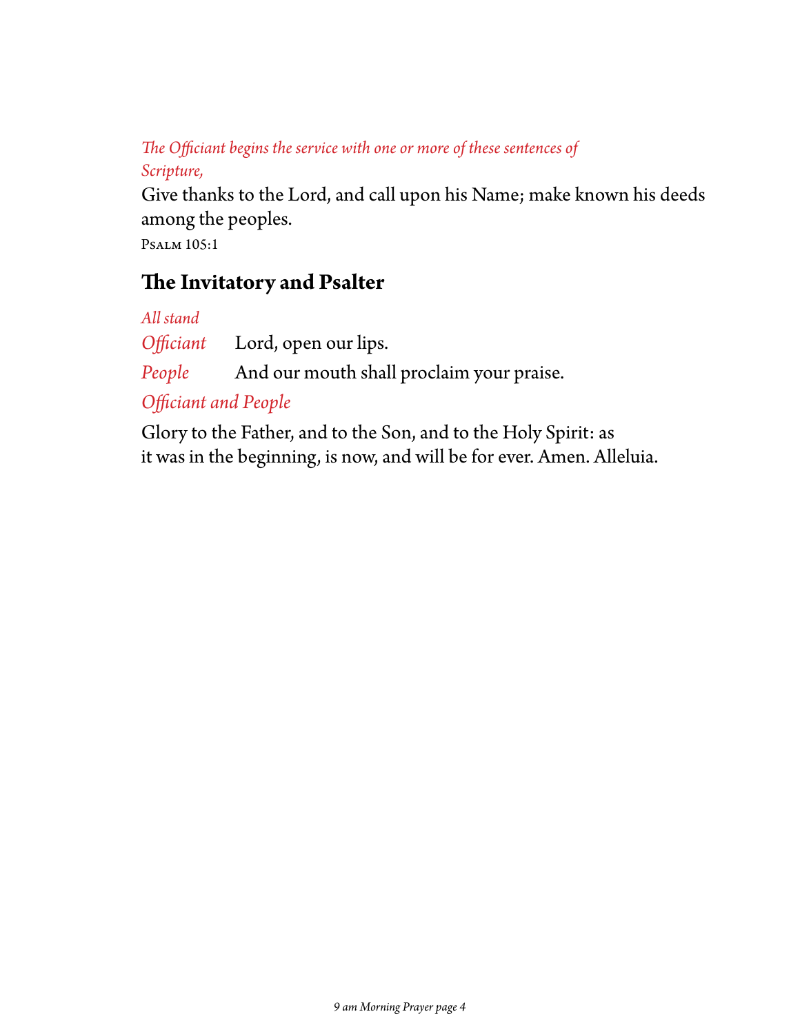*The Officiant begins the service with one or more of these sentences of Scripture,*

Give thanks to the Lord, and call upon his Name; make known his deeds among the peoples.

Psalm 105:1

## The Invitatory and Psalter

*All stand*

*Officiant* Lord, open our lips.

*People* And our mouth shall proclaim your praise.

*Officiant and People*

Glory to the Father, and to the Son, and to the Holy Spirit: as it was in the beginning, is now, and will be for ever. Amen. Alleluia.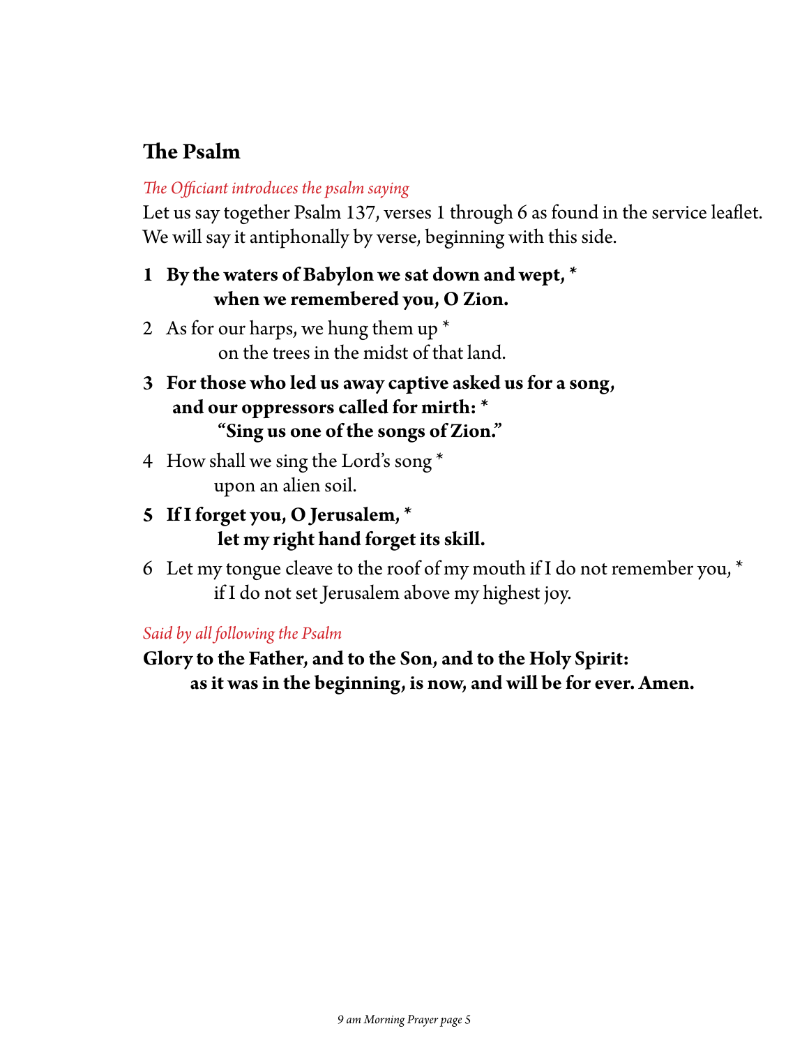## The Psalm

*The Officiant introduces the psalm saying*

Let us say together Psalm 137, verses 1 through 6 as found in the service leaflet. We will say it antiphonally by verse, beginning with this side.

**1 By the waters of Babylon we sat down and wept, \***
**when we remembered you, O Zion.**

2 As for our harps, we hung them up \*
on the trees in the midst of that land.

**3 For those who led us away captive asked us for a song,**
**and our oppressors called for mirth: \***
**"Sing us one of the songs of Zion."**

4 How shall we sing the Lord's song \*
upon an alien soil.

**5 If I forget you, O Jerusalem, \***
**let my right hand forget its skill.**

6 Let my tongue cleave to the roof of my mouth if I do not remember you, \*
if I do not set Jerusalem above my highest joy.

*Said by all following the Psalm*

**Glory to the Father, and to the Son, and to the Holy Spirit:**
**as it was in the beginning, is now, and will be for ever. Amen.**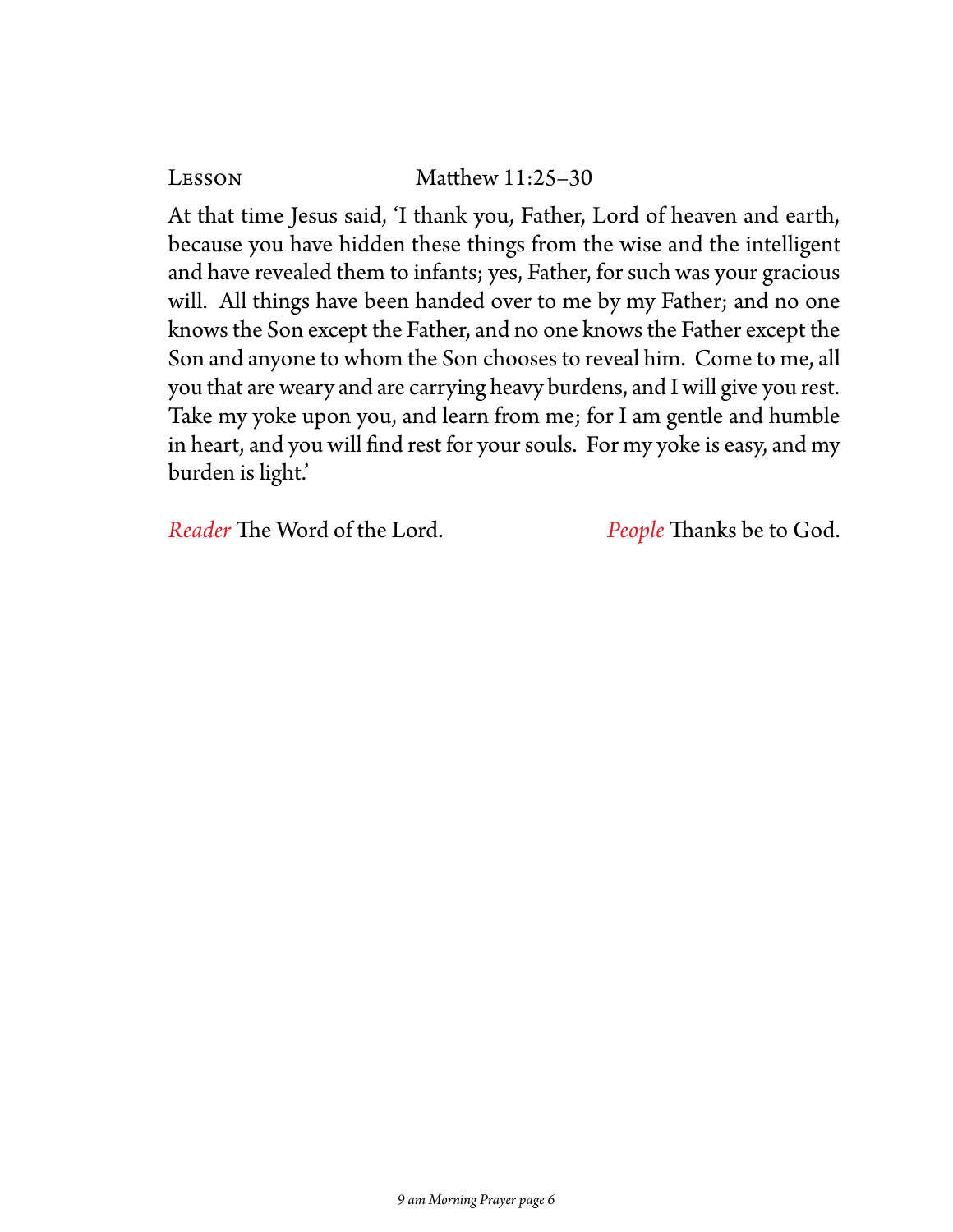Lesson Matthew 11:25–30

At that time Jesus said, 'I thank you, Father, Lord of heaven and earth, because you have hidden these things from the wise and the intelligent and have revealed them to infants; yes, Father, for such was your gracious will. All things have been handed over to me by my Father; and no one knows the Son except the Father, and no one knows the Father except the Son and anyone to whom the Son chooses to reveal him. Come to me, all you that are weary and are carrying heavy burdens, and I will give you rest. Take my yoke upon you, and learn from me; for I am gentle and humble in heart, and you will find rest for your souls. For my yoke is easy, and my burden is light.'

*Reader* The Word of the Lord. *People* Thanks be to God.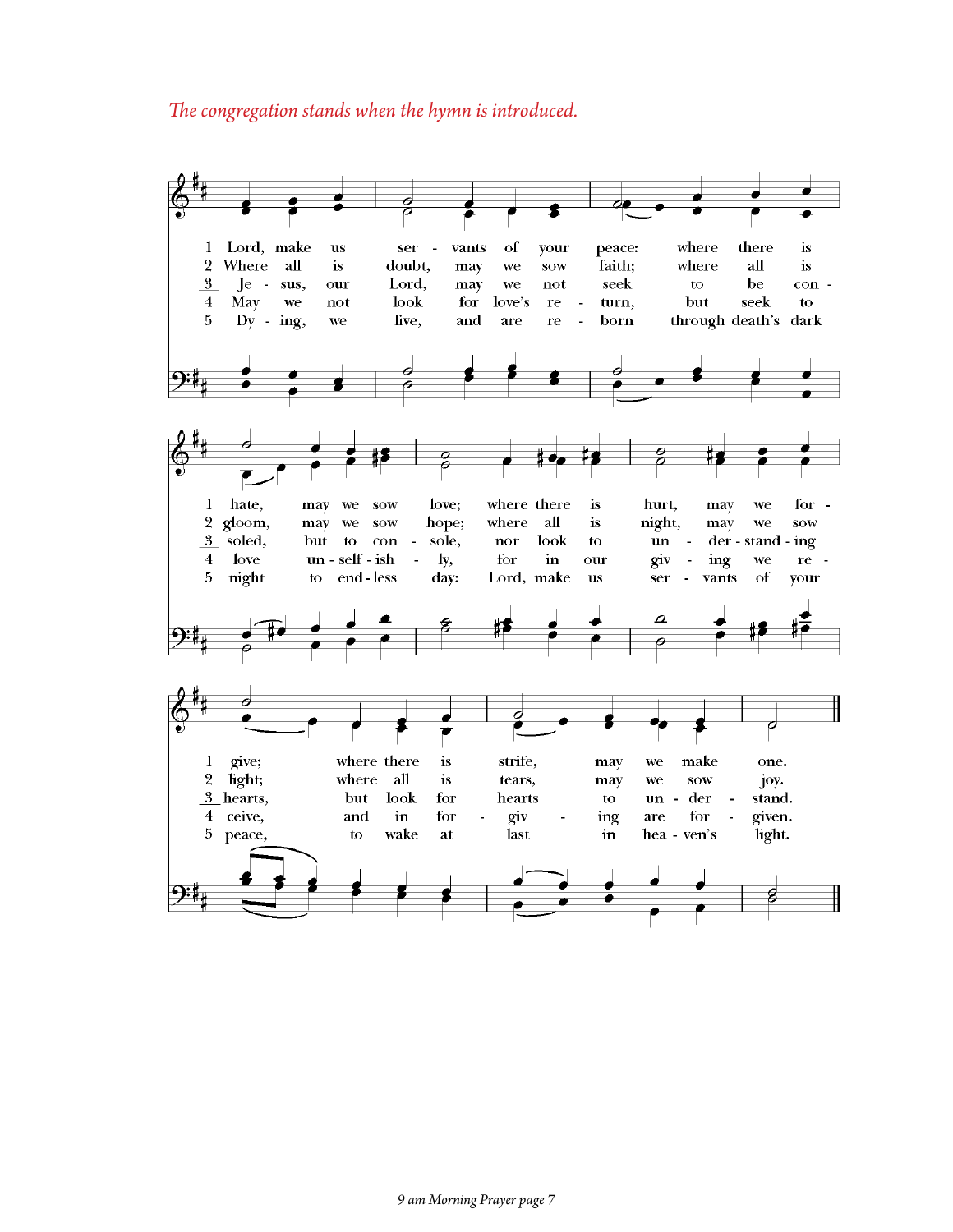*The congregation stands when the hymn is introduced.*

1 Lord, make us servants of your peace: where there is hate, may we sow love; where there is hurt, may we forgive; where there is strife, may we make one.

2 Where all is doubt, may we sow faith; where all is gloom, may we sow hope; where all is night, may we sow light; where all is tears, may we sow joy.

3 Jesus, our Lord, may we not seek to be consoled, but to console, nor look to understanding hearts, but look for hearts to understand.

4 May we not look for love's return, but seek to love unselfishly, for in our giving we receive, and in forgiving are forgiven.

5 Dying, we live, and are reborn through death's dark night to endless day: Lord, make us servants of your peace, to wake at last in heaven's light.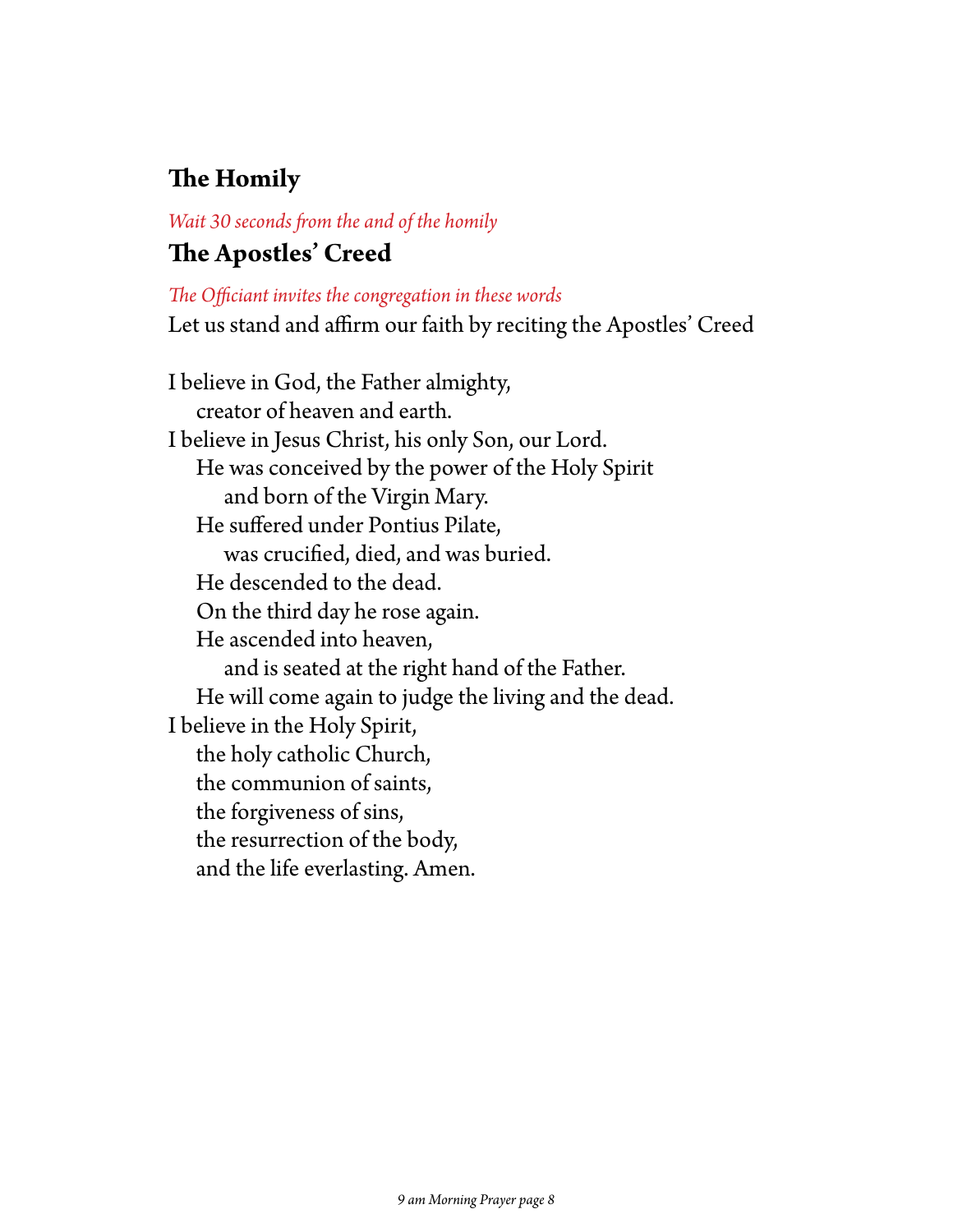## The Homily

*Wait 30 seconds from the and of the homily*

## The Apostles' Creed

*The Officiant invites the congregation in these words*

Let us stand and affirm our faith by reciting the Apostles' Creed

I believe in God, the Father almighty,  
    creator of heaven and earth.  
I believe in Jesus Christ, his only Son, our Lord.  
    He was conceived by the power of the Holy Spirit  
        and born of the Virgin Mary.  
    He suffered under Pontius Pilate,  
        was crucified, died, and was buried.  
    He descended to the dead.  
    On the third day he rose again.  
    He ascended into heaven,  
        and is seated at the right hand of the Father.  
    He will come again to judge the living and the dead.  
I believe in the Holy Spirit,  
    the holy catholic Church,  
    the communion of saints,  
    the forgiveness of sins,  
    the resurrection of the body,  
    and the life everlasting. Amen.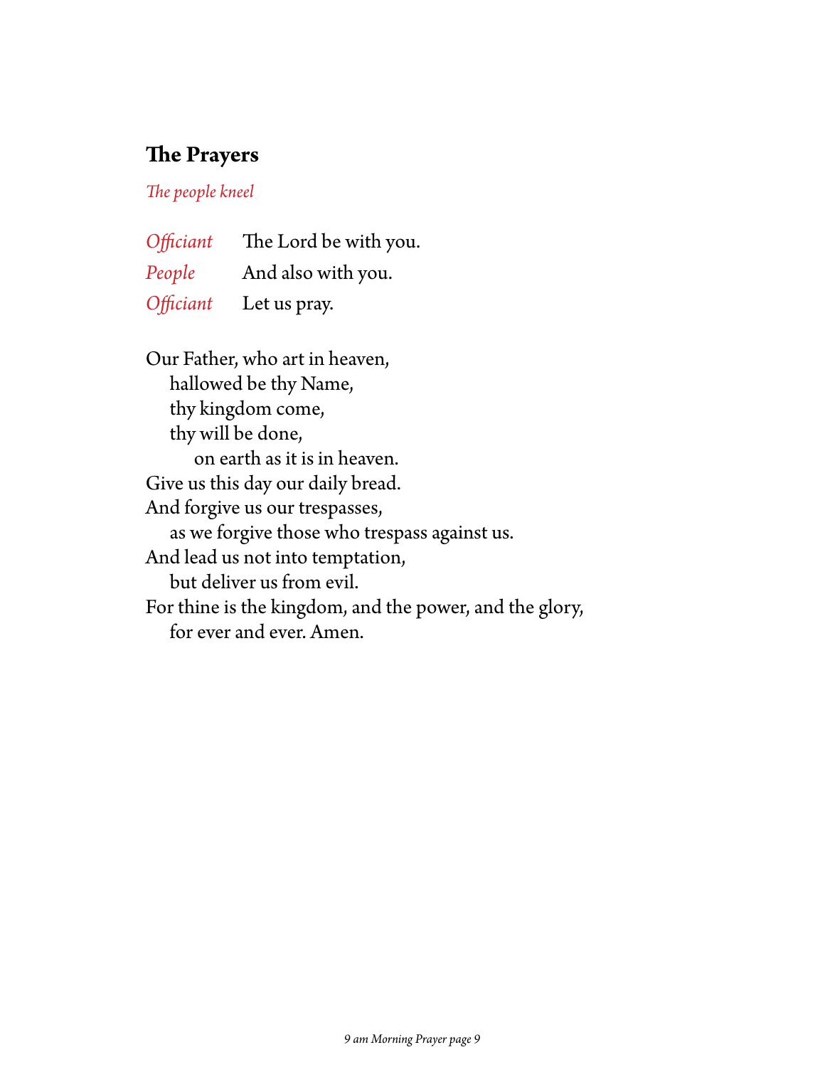## The Prayers

*The people kneel*

*Officiant* The Lord be with you.
*People* And also with you.
*Officiant* Let us pray.

Our Father, who art in heaven,
  hallowed be thy Name,
  thy kingdom come,
  thy will be done,
    on earth as it is in heaven.
Give us this day our daily bread.
And forgive us our trespasses,
  as we forgive those who trespass against us.
And lead us not into temptation,
  but deliver us from evil.
For thine is the kingdom, and the power, and the glory,
  for ever and ever. Amen.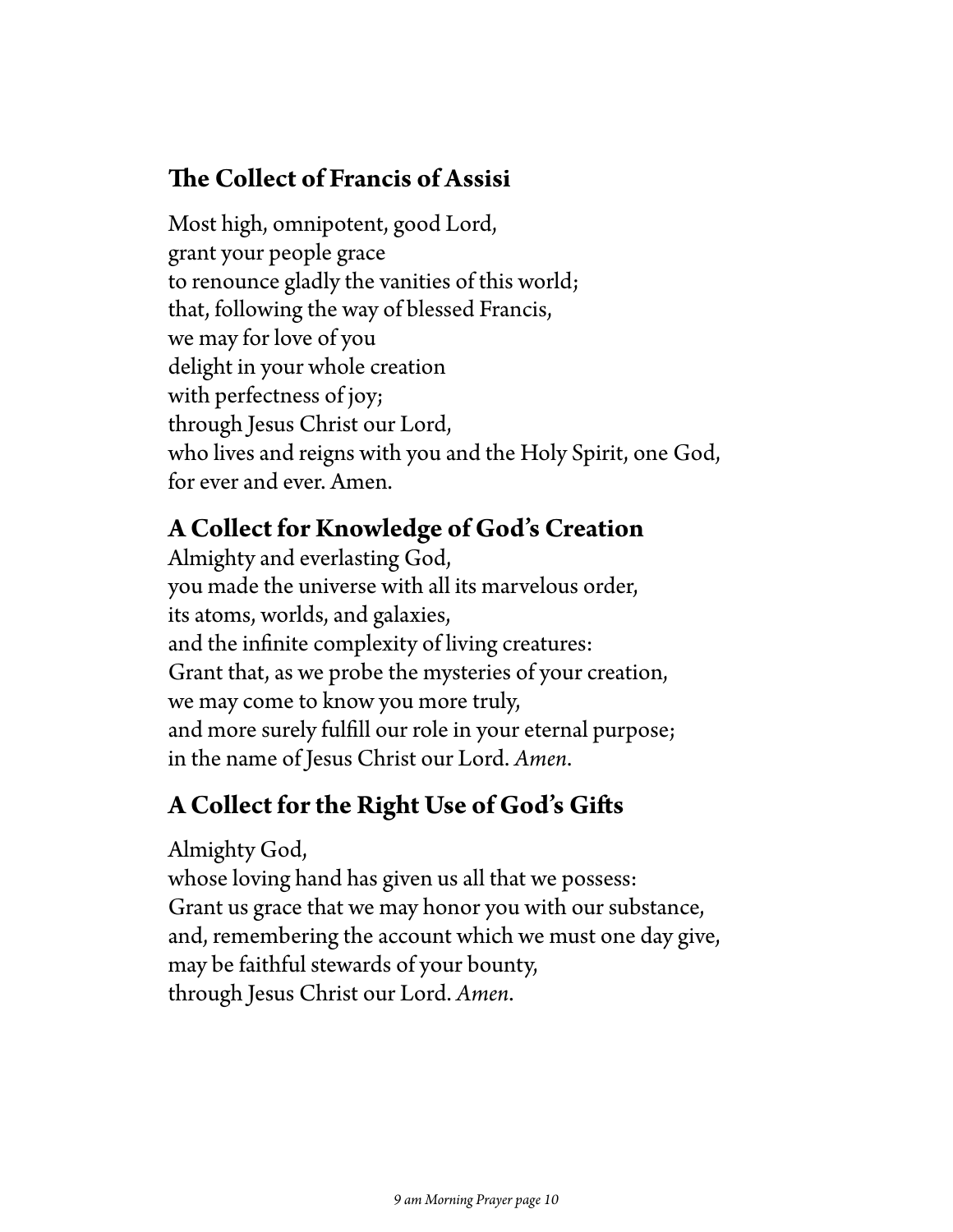## The Collect of Francis of Assisi

Most high, omnipotent, good Lord,
grant your people grace
to renounce gladly the vanities of this world;
that, following the way of blessed Francis,
we may for love of you
delight in your whole creation
with perfectness of joy;
through Jesus Christ our Lord,
who lives and reigns with you and the Holy Spirit, one God,
for ever and ever. Amen.

## A Collect for Knowledge of God's Creation

Almighty and everlasting God,
you made the universe with all its marvelous order,
its atoms, worlds, and galaxies,
and the infinite complexity of living creatures:
Grant that, as we probe the mysteries of your creation,
we may come to know you more truly,
and more surely fulfill our role in your eternal purpose;
in the name of Jesus Christ our Lord. *Amen.*

## A Collect for the Right Use of God's Gifts

Almighty God,
whose loving hand has given us all that we possess:
Grant us grace that we may honor you with our substance,
and, remembering the account which we must one day give,
may be faithful stewards of your bounty,
through Jesus Christ our Lord. *Amen.*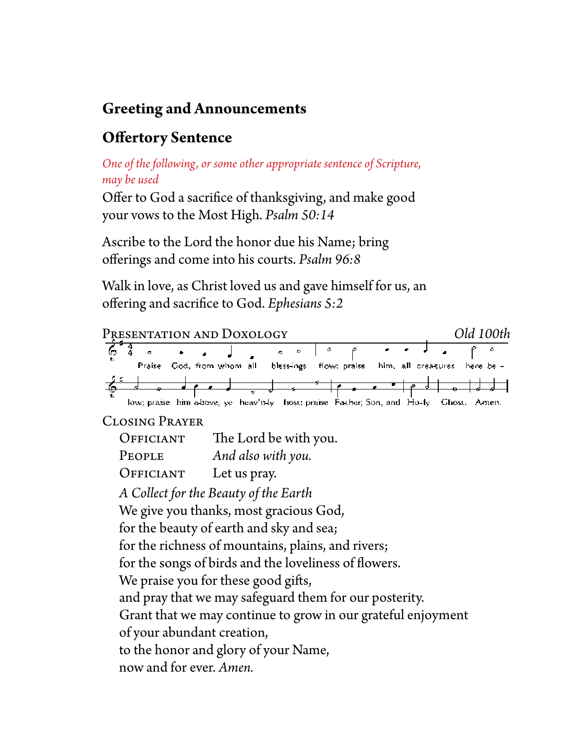## Greeting and Announcements

## Offertory Sentence

*One of the following, or some other appropriate sentence of Scripture, may be used*

Offer to God a sacrifice of thanksgiving, and make good your vows to the Most High. *Psalm 50:14*

Ascribe to the Lord the honor due his Name; bring offerings and come into his courts. *Psalm 96:8*

Walk in love, as Christ loved us and gave himself for us, an offering and sacrifice to God. *Ephesians 5:2*

PRESENTATION AND DOXOLOGY *Old 100th*

Praise God, from whom all blessings flow; praise him, all creatures here be - low; praise him above, ye heav'nly host: praise Father, Son, and Ho-ly Ghost. Amen.

CLOSING PRAYER

OFFICIANT The Lord be with you.
PEOPLE *And also with you.*
OFFICIANT Let us pray.

*A Collect for the Beauty of the Earth*

We give you thanks, most gracious God,
for the beauty of earth and sky and sea;
for the richness of mountains, plains, and rivers;
for the songs of birds and the loveliness of flowers.
We praise you for these good gifts,
and pray that we may safeguard them for our posterity.
Grant that we may continue to grow in our grateful enjoyment
of your abundant creation,
to the honor and glory of your Name,
now and for ever. *Amen.*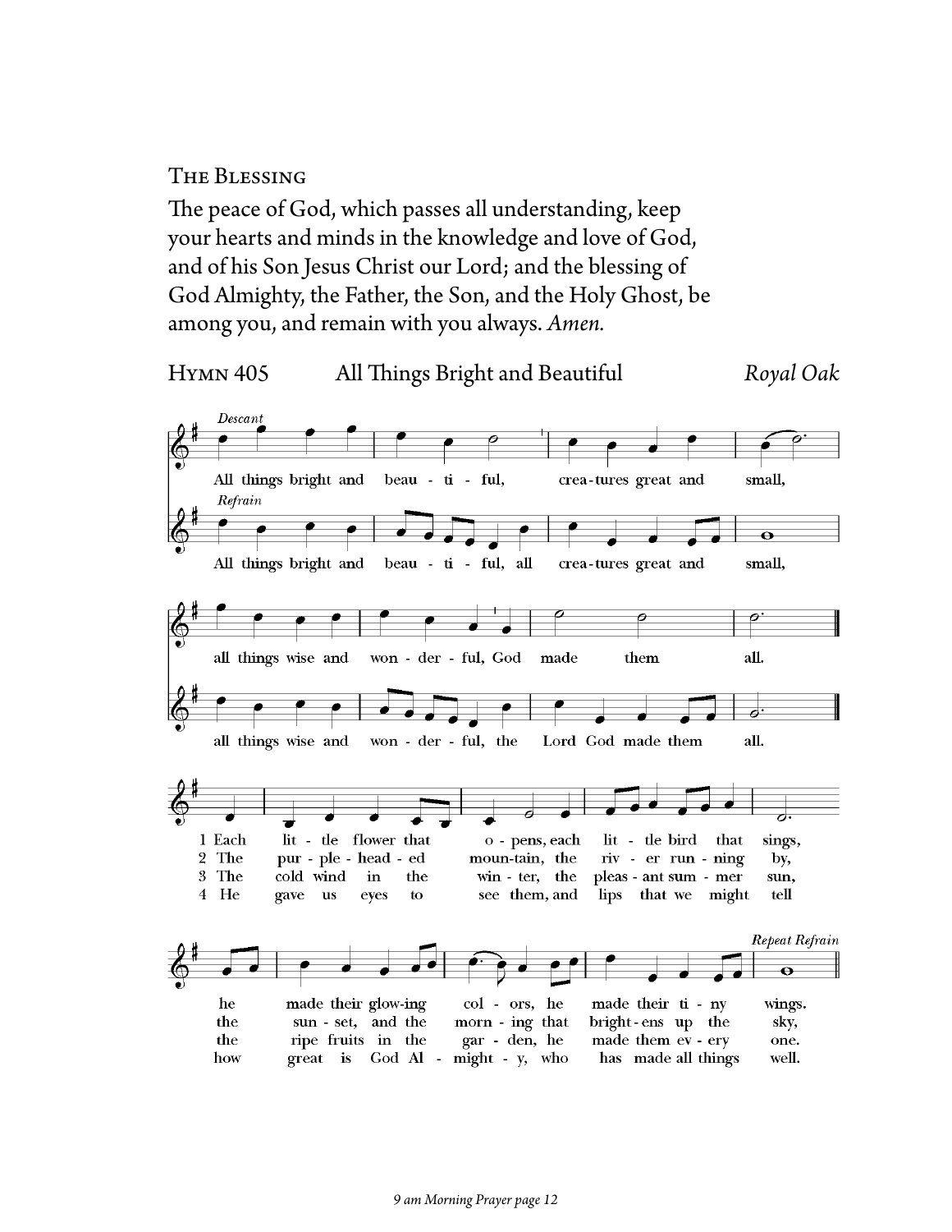### The Blessing

The peace of God, which passes all understanding, keep your hearts and minds in the knowledge and love of God, and of his Son Jesus Christ our Lord; and the blessing of God Almighty, the Father, the Son, and the Holy Ghost, be among you, and remain with you always. *Amen.*

### Hymn 405 All Things Bright and Beautiful *Royal Oak*

*Descant*

All things bright and beau - ti - ful, crea - tures great and small, all things wise and won - der - ful, God made them all.

*Refrain*

All things bright and beau - ti - ful, all crea - tures great and small, all things wise and won - der - ful, the Lord God made them all.

1 Each lit - tle flower that o - pens, each lit - tle bird that sings, he made their glow-ing col - ors, he made their ti - ny wings.

2 The pur - ple - head - ed moun-tain, the riv - er run - ning by, the sun - set, and the morn - ing that bright - ens up the sky,

3 The cold wind in the win - ter, the pleas - ant sum - mer sun, the ripe fruits in the gar - den, he made them ev - ery one.

4 He gave us eyes to see them, and lips that we might tell how great is God Al - might - y, who has made all things well.

*Repeat Refrain*